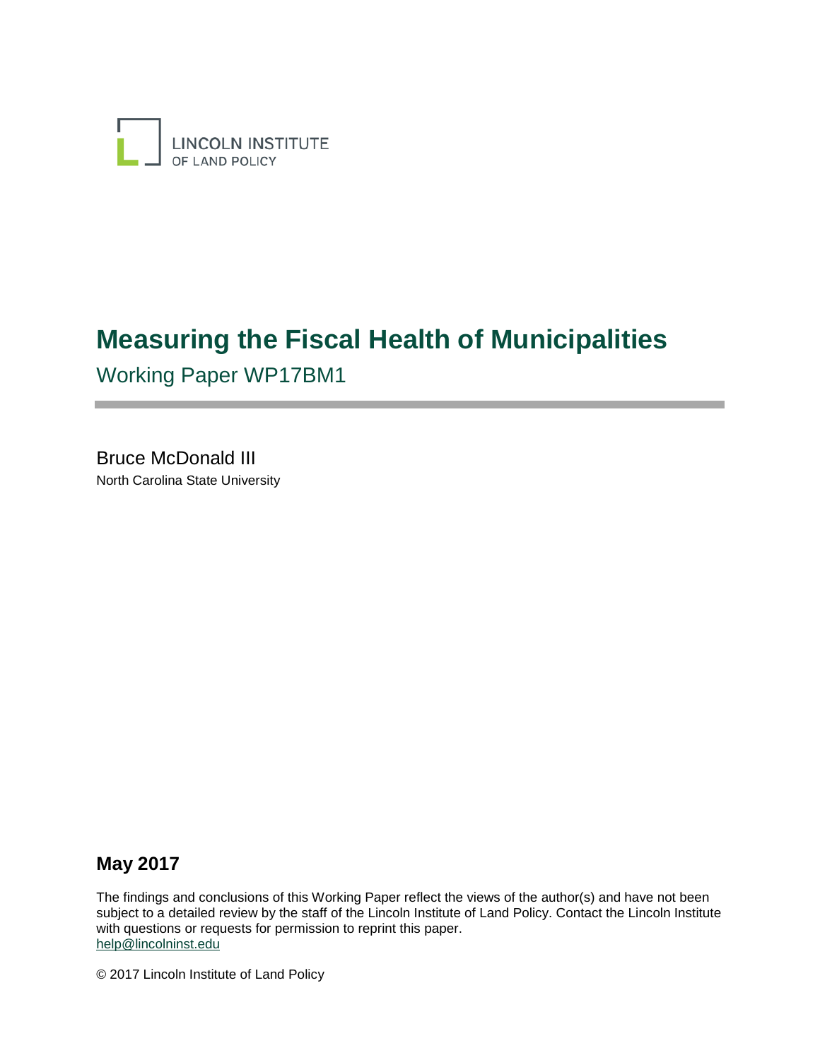LINCOLN INSTITUTE
OF LAND POLICY

# Measuring the Fiscal Health of Municipalities

## Working Paper WP17BM1

Bruce McDonald III
North Carolina State University

**May 2017**

The findings and conclusions of this Working Paper reflect the views of the author(s) and have not been subject to a detailed review by the staff of the Lincoln Institute of Land Policy. Contact the Lincoln Institute with questions or requests for permission to reprint this paper.
help@lincolninst.edu

© 2017 Lincoln Institute of Land Policy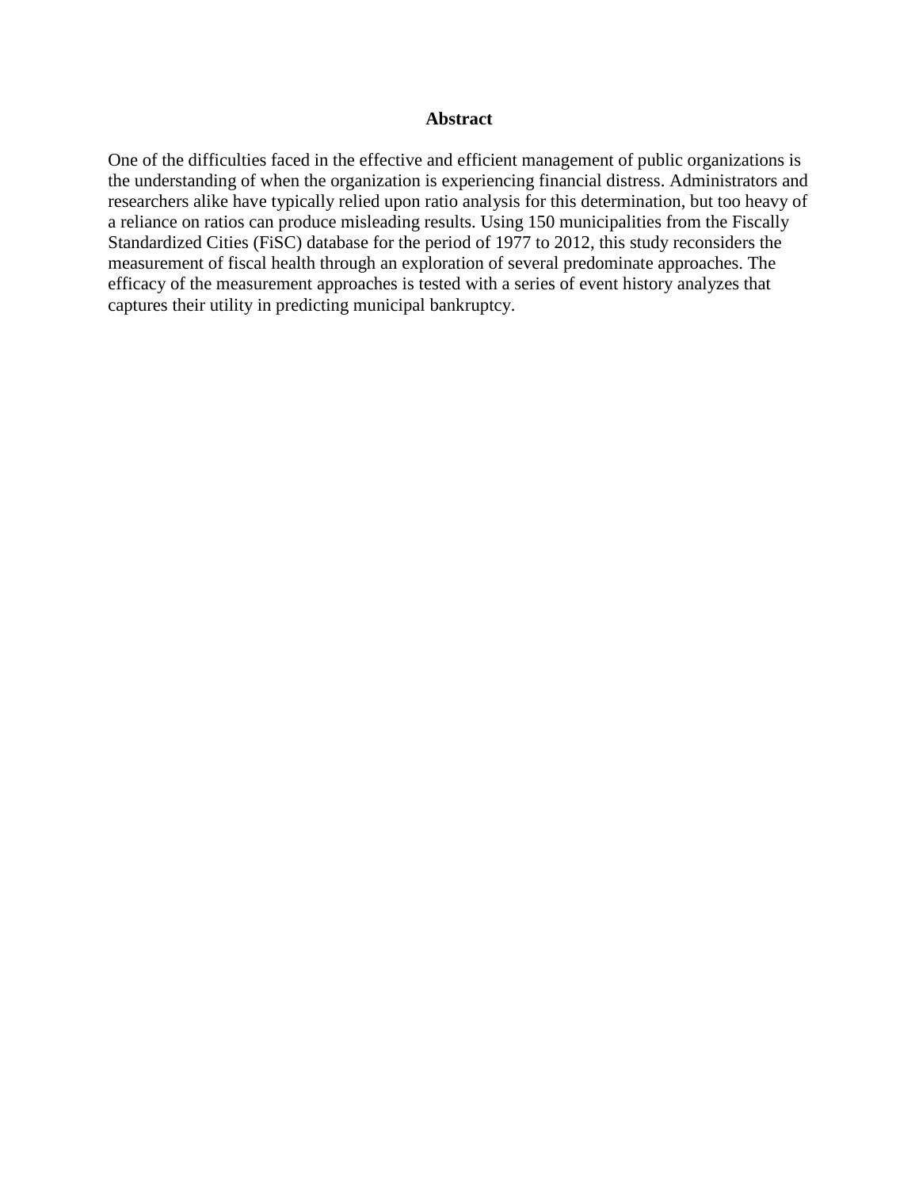## Abstract

One of the difficulties faced in the effective and efficient management of public organizations is the understanding of when the organization is experiencing financial distress. Administrators and researchers alike have typically relied upon ratio analysis for this determination, but too heavy of a reliance on ratios can produce misleading results. Using 150 municipalities from the Fiscally Standardized Cities (FiSC) database for the period of 1977 to 2012, this study reconsiders the measurement of fiscal health through an exploration of several predominate approaches. The efficacy of the measurement approaches is tested with a series of event history analyzes that captures their utility in predicting municipal bankruptcy.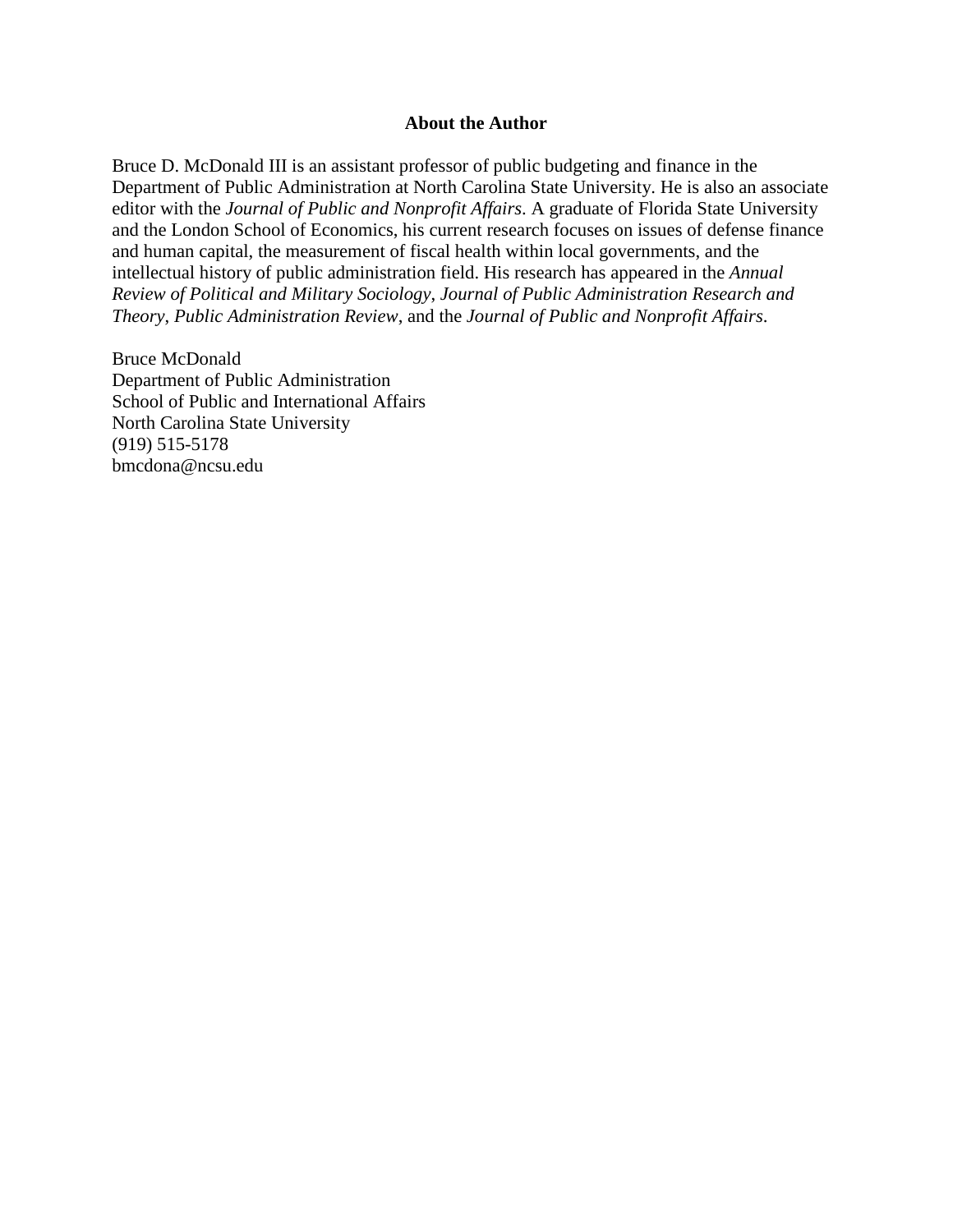## About the Author

Bruce D. McDonald III is an assistant professor of public budgeting and finance in the Department of Public Administration at North Carolina State University. He is also an associate editor with the *Journal of Public and Nonprofit Affairs*. A graduate of Florida State University and the London School of Economics, his current research focuses on issues of defense finance and human capital, the measurement of fiscal health within local governments, and the intellectual history of public administration field. His research has appeared in the *Annual Review of Political and Military Sociology*, *Journal of Public Administration Research and Theory*, *Public Administration Review*, and the *Journal of Public and Nonprofit Affairs*.

Bruce McDonald
Department of Public Administration
School of Public and International Affairs
North Carolina State University
(919) 515-5178
bmcdona@ncsu.edu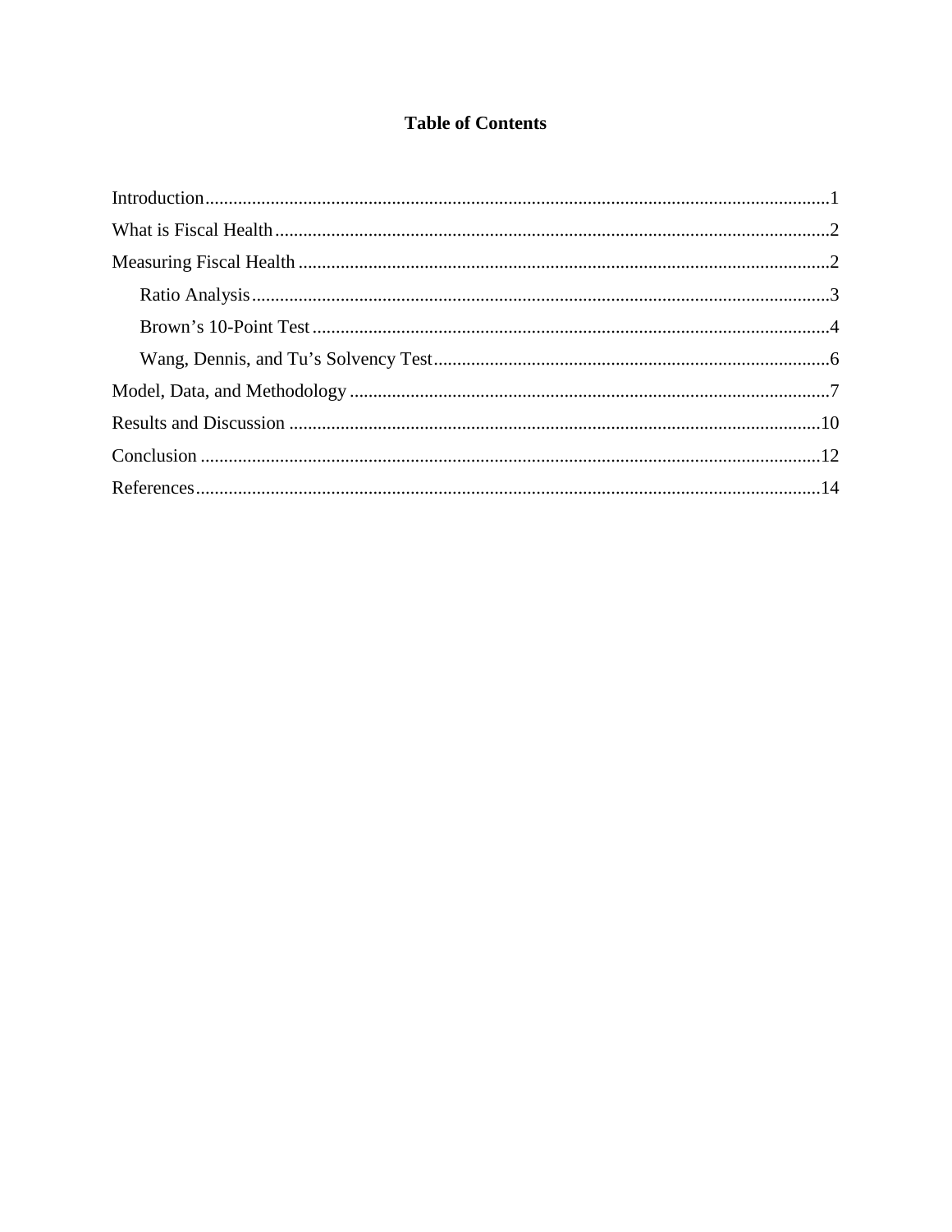# Table of Contents

Introduction....................................................................................................................1

What is Fiscal Health......................................................................................................2

Measuring Fiscal Health.................................................................................................2

  Ratio Analysis...........................................................................................................3

  Brown's 10-Point Test................................................................................................4

  Wang, Dennis, and Tu's Solvency Test........................................................................6

Model, Data, and Methodology.......................................................................................7

Results and Discussion..................................................................................................10

Conclusion....................................................................................................................12

References.....................................................................................................................14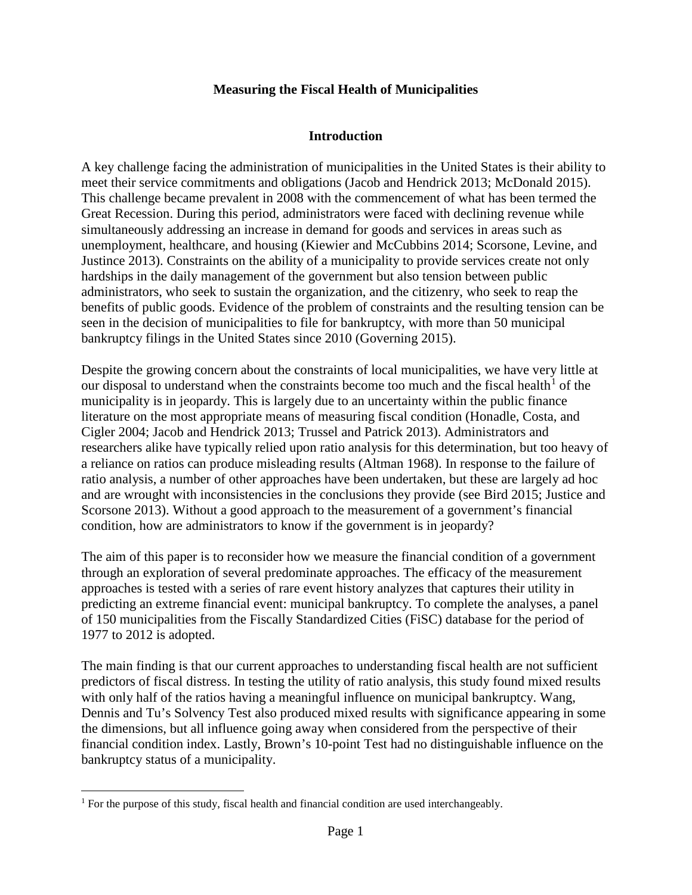# Measuring the Fiscal Health of Municipalities

## Introduction

A key challenge facing the administration of municipalities in the United States is their ability to meet their service commitments and obligations (Jacob and Hendrick 2013; McDonald 2015). This challenge became prevalent in 2008 with the commencement of what has been termed the Great Recession. During this period, administrators were faced with declining revenue while simultaneously addressing an increase in demand for goods and services in areas such as unemployment, healthcare, and housing (Kiewier and McCubbins 2014; Scorsone, Levine, and Justince 2013). Constraints on the ability of a municipality to provide services create not only hardships in the daily management of the government but also tension between public administrators, who seek to sustain the organization, and the citizenry, who seek to reap the benefits of public goods. Evidence of the problem of constraints and the resulting tension can be seen in the decision of municipalities to file for bankruptcy, with more than 50 municipal bankruptcy filings in the United States since 2010 (Governing 2015).

Despite the growing concern about the constraints of local municipalities, we have very little at our disposal to understand when the constraints become too much and the fiscal health[1] of the municipality is in jeopardy. This is largely due to an uncertainty within the public finance literature on the most appropriate means of measuring fiscal condition (Honadle, Costa, and Cigler 2004; Jacob and Hendrick 2013; Trussel and Patrick 2013). Administrators and researchers alike have typically relied upon ratio analysis for this determination, but too heavy of a reliance on ratios can produce misleading results (Altman 1968). In response to the failure of ratio analysis, a number of other approaches have been undertaken, but these are largely ad hoc and are wrought with inconsistencies in the conclusions they provide (see Bird 2015; Justice and Scorsone 2013). Without a good approach to the measurement of a government's financial condition, how are administrators to know if the government is in jeopardy?

The aim of this paper is to reconsider how we measure the financial condition of a government through an exploration of several predominate approaches. The efficacy of the measurement approaches is tested with a series of rare event history analyzes that captures their utility in predicting an extreme financial event: municipal bankruptcy. To complete the analyses, a panel of 150 municipalities from the Fiscally Standardized Cities (FiSC) database for the period of 1977 to 2012 is adopted.

The main finding is that our current approaches to understanding fiscal health are not sufficient predictors of fiscal distress. In testing the utility of ratio analysis, this study found mixed results with only half of the ratios having a meaningful influence on municipal bankruptcy. Wang, Dennis and Tu's Solvency Test also produced mixed results with significance appearing in some the dimensions, but all influence going away when considered from the perspective of their financial condition index. Lastly, Brown's 10-point Test had no distinguishable influence on the bankruptcy status of a municipality.

[1] For the purpose of this study, fiscal health and financial condition are used interchangeably.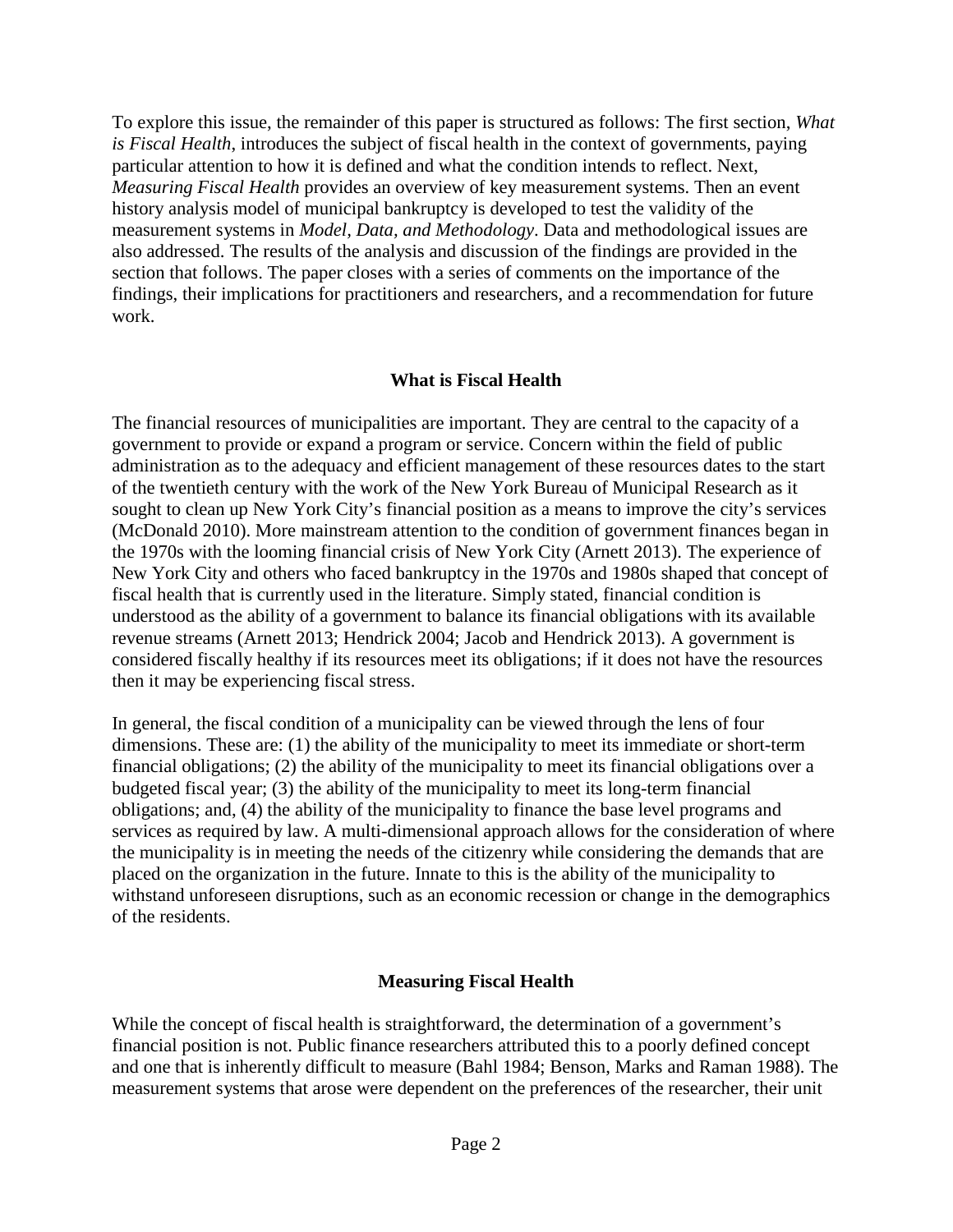To explore this issue, the remainder of this paper is structured as follows: The first section, *What is Fiscal Health*, introduces the subject of fiscal health in the context of governments, paying particular attention to how it is defined and what the condition intends to reflect. Next, *Measuring Fiscal Health* provides an overview of key measurement systems. Then an event history analysis model of municipal bankruptcy is developed to test the validity of the measurement systems in *Model, Data, and Methodology*. Data and methodological issues are also addressed. The results of the analysis and discussion of the findings are provided in the section that follows. The paper closes with a series of comments on the importance of the findings, their implications for practitioners and researchers, and a recommendation for future work.

## What is Fiscal Health

The financial resources of municipalities are important. They are central to the capacity of a government to provide or expand a program or service. Concern within the field of public administration as to the adequacy and efficient management of these resources dates to the start of the twentieth century with the work of the New York Bureau of Municipal Research as it sought to clean up New York City's financial position as a means to improve the city's services (McDonald 2010). More mainstream attention to the condition of government finances began in the 1970s with the looming financial crisis of New York City (Arnett 2013). The experience of New York City and others who faced bankruptcy in the 1970s and 1980s shaped that concept of fiscal health that is currently used in the literature. Simply stated, financial condition is understood as the ability of a government to balance its financial obligations with its available revenue streams (Arnett 2013; Hendrick 2004; Jacob and Hendrick 2013). A government is considered fiscally healthy if its resources meet its obligations; if it does not have the resources then it may be experiencing fiscal stress.

In general, the fiscal condition of a municipality can be viewed through the lens of four dimensions. These are: (1) the ability of the municipality to meet its immediate or short-term financial obligations; (2) the ability of the municipality to meet its financial obligations over a budgeted fiscal year; (3) the ability of the municipality to meet its long-term financial obligations; and, (4) the ability of the municipality to finance the base level programs and services as required by law. A multi-dimensional approach allows for the consideration of where the municipality is in meeting the needs of the citizenry while considering the demands that are placed on the organization in the future. Innate to this is the ability of the municipality to withstand unforeseen disruptions, such as an economic recession or change in the demographics of the residents.

## Measuring Fiscal Health

While the concept of fiscal health is straightforward, the determination of a government's financial position is not. Public finance researchers attributed this to a poorly defined concept and one that is inherently difficult to measure (Bahl 1984; Benson, Marks and Raman 1988). The measurement systems that arose were dependent on the preferences of the researcher, their unit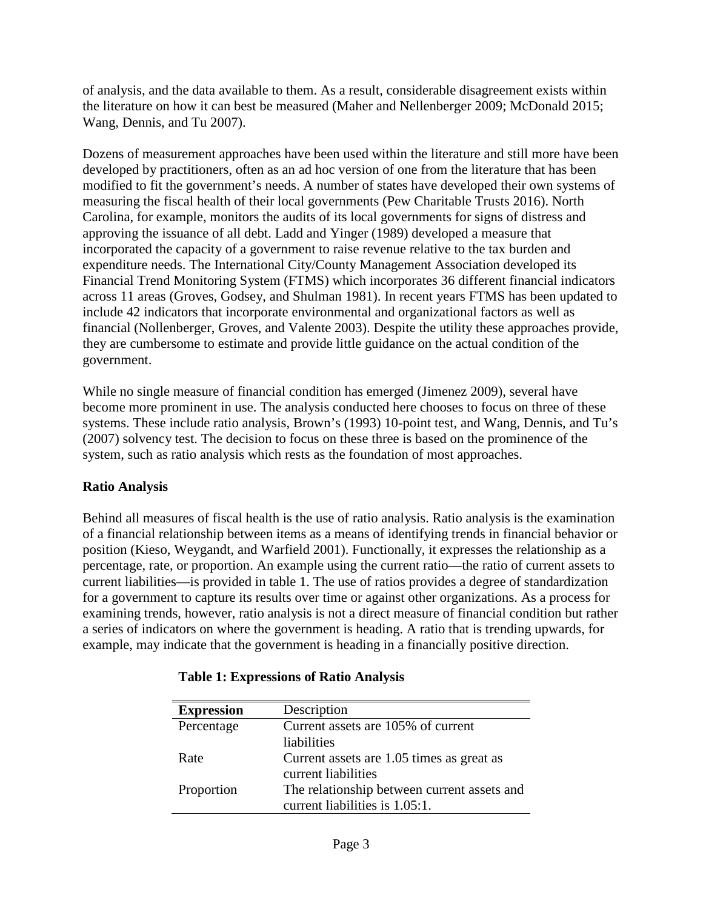of analysis, and the data available to them. As a result, considerable disagreement exists within the literature on how it can best be measured (Maher and Nellenberger 2009; McDonald 2015; Wang, Dennis, and Tu 2007).

Dozens of measurement approaches have been used within the literature and still more have been developed by practitioners, often as an ad hoc version of one from the literature that has been modified to fit the government's needs. A number of states have developed their own systems of measuring the fiscal health of their local governments (Pew Charitable Trusts 2016). North Carolina, for example, monitors the audits of its local governments for signs of distress and approving the issuance of all debt. Ladd and Yinger (1989) developed a measure that incorporated the capacity of a government to raise revenue relative to the tax burden and expenditure needs. The International City/County Management Association developed its Financial Trend Monitoring System (FTMS) which incorporates 36 different financial indicators across 11 areas (Groves, Godsey, and Shulman 1981). In recent years FTMS has been updated to include 42 indicators that incorporate environmental and organizational factors as well as financial (Nollenberger, Groves, and Valente 2003). Despite the utility these approaches provide, they are cumbersome to estimate and provide little guidance on the actual condition of the government.

While no single measure of financial condition has emerged (Jimenez 2009), several have become more prominent in use. The analysis conducted here chooses to focus on three of these systems. These include ratio analysis, Brown's (1993) 10-point test, and Wang, Dennis, and Tu's (2007) solvency test. The decision to focus on these three is based on the prominence of the system, such as ratio analysis which rests as the foundation of most approaches.

**Ratio Analysis**

Behind all measures of fiscal health is the use of ratio analysis. Ratio analysis is the examination of a financial relationship between items as a means of identifying trends in financial behavior or position (Kieso, Weygandt, and Warfield 2001). Functionally, it expresses the relationship as a percentage, rate, or proportion. An example using the current ratio—the ratio of current assets to current liabilities—is provided in table 1. The use of ratios provides a degree of standardization for a government to capture its results over time or against other organizations. As a process for examining trends, however, ratio analysis is not a direct measure of financial condition but rather a series of indicators on where the government is heading. A ratio that is trending upwards, for example, may indicate that the government is heading in a financially positive direction.

**Table 1: Expressions of Ratio Analysis**

| **Expression** | Description |
|---|---|
| Percentage | Current assets are 105% of current liabilities |
| Rate | Current assets are 1.05 times as great as current liabilities |
| Proportion | The relationship between current assets and current liabilities is 1.05:1. |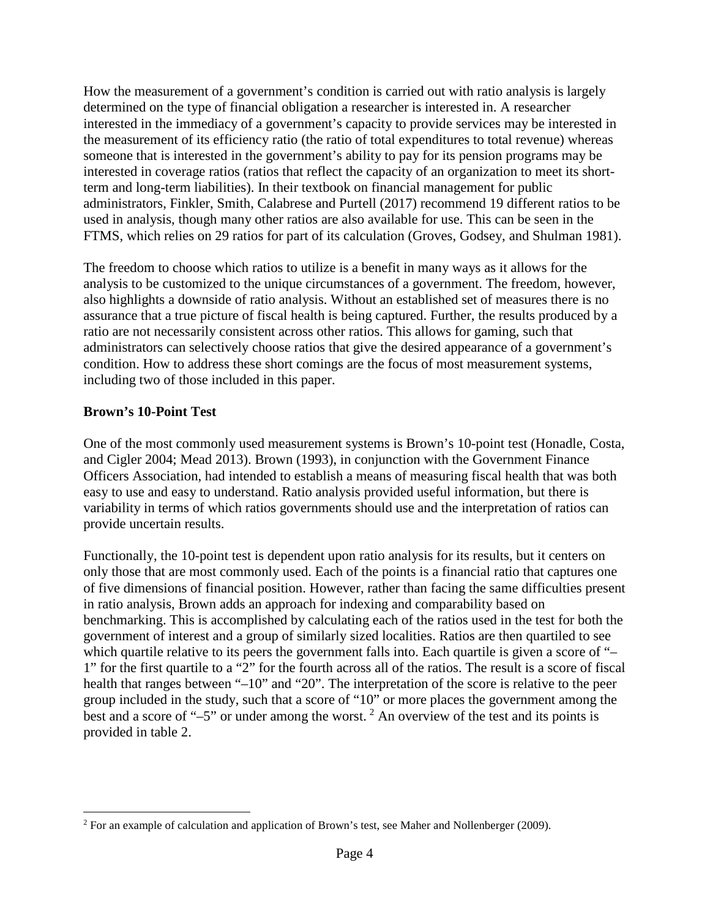How the measurement of a government's condition is carried out with ratio analysis is largely determined on the type of financial obligation a researcher is interested in. A researcher interested in the immediacy of a government's capacity to provide services may be interested in the measurement of its efficiency ratio (the ratio of total expenditures to total revenue) whereas someone that is interested in the government's ability to pay for its pension programs may be interested in coverage ratios (ratios that reflect the capacity of an organization to meet its short-term and long-term liabilities). In their textbook on financial management for public administrators, Finkler, Smith, Calabrese and Purtell (2017) recommend 19 different ratios to be used in analysis, though many other ratios are also available for use. This can be seen in the FTMS, which relies on 29 ratios for part of its calculation (Groves, Godsey, and Shulman 1981).

The freedom to choose which ratios to utilize is a benefit in many ways as it allows for the analysis to be customized to the unique circumstances of a government. The freedom, however, also highlights a downside of ratio analysis. Without an established set of measures there is no assurance that a true picture of fiscal health is being captured. Further, the results produced by a ratio are not necessarily consistent across other ratios. This allows for gaming, such that administrators can selectively choose ratios that give the desired appearance of a government's condition. How to address these short comings are the focus of most measurement systems, including two of those included in this paper.

**Brown's 10-Point Test**

One of the most commonly used measurement systems is Brown's 10-point test (Honadle, Costa, and Cigler 2004; Mead 2013). Brown (1993), in conjunction with the Government Finance Officers Association, had intended to establish a means of measuring fiscal health that was both easy to use and easy to understand. Ratio analysis provided useful information, but there is variability in terms of which ratios governments should use and the interpretation of ratios can provide uncertain results.

Functionally, the 10-point test is dependent upon ratio analysis for its results, but it centers on only those that are most commonly used. Each of the points is a financial ratio that captures one of five dimensions of financial position. However, rather than facing the same difficulties present in ratio analysis, Brown adds an approach for indexing and comparability based on benchmarking. This is accomplished by calculating each of the ratios used in the test for both the government of interest and a group of similarly sized localities. Ratios are then quartiled to see which quartile relative to its peers the government falls into. Each quartile is given a score of "–1" for the first quartile to a "2" for the fourth across all of the ratios. The result is a score of fiscal health that ranges between "–10" and "20". The interpretation of the score is relative to the peer group included in the study, such that a score of "10" or more places the government among the best and a score of "–5" or under among the worst. [2] An overview of the test and its points is provided in table 2.

[2] For an example of calculation and application of Brown's test, see Maher and Nollenberger (2009).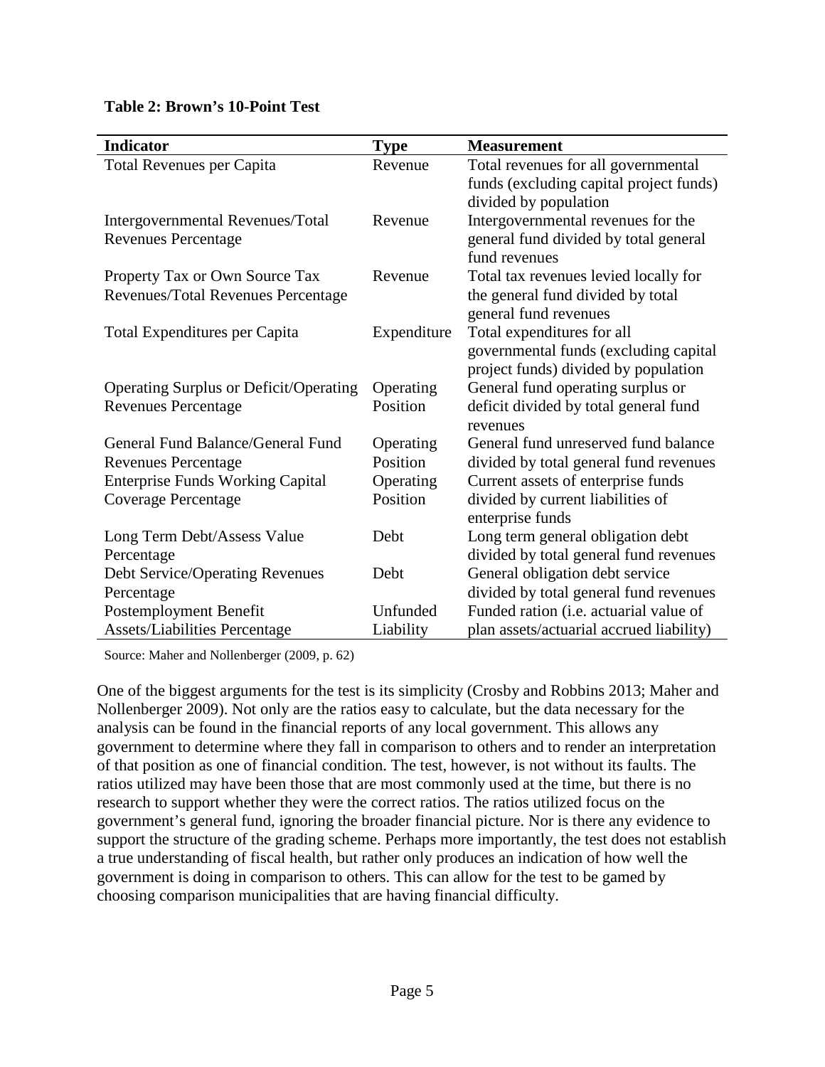**Table 2: Brown's 10-Point Test**

| Indicator | Type | Measurement |
|---|---|---|
| Total Revenues per Capita | Revenue | Total revenues for all governmental funds (excluding capital project funds) divided by population |
| Intergovernmental Revenues/Total Revenues Percentage | Revenue | Intergovernmental revenues for the general fund divided by total general fund revenues |
| Property Tax or Own Source Tax Revenues/Total Revenues Percentage | Revenue | Total tax revenues levied locally for the general fund divided by total general fund revenues |
| Total Expenditures per Capita | Expenditure | Total expenditures for all governmental funds (excluding capital project funds) divided by population |
| Operating Surplus or Deficit/Operating Revenues Percentage | Operating Position | General fund operating surplus or deficit divided by total general fund revenues |
| General Fund Balance/General Fund Revenues Percentage | Operating Position | General fund unreserved fund balance divided by total general fund revenues |
| Enterprise Funds Working Capital Coverage Percentage | Operating Position | Current assets of enterprise funds divided by current liabilities of enterprise funds |
| Long Term Debt/Assess Value Percentage | Debt | Long term general obligation debt divided by total general fund revenues |
| Debt Service/Operating Revenues Percentage | Debt | General obligation debt service divided by total general fund revenues |
| Postemployment Benefit Assets/Liabilities Percentage | Unfunded Liability | Funded ration (i.e. actuarial value of plan assets/actuarial accrued liability) |

Source: Maher and Nollenberger (2009, p. 62)

One of the biggest arguments for the test is its simplicity (Crosby and Robbins 2013; Maher and Nollenberger 2009). Not only are the ratios easy to calculate, but the data necessary for the analysis can be found in the financial reports of any local government. This allows any government to determine where they fall in comparison to others and to render an interpretation of that position as one of financial condition. The test, however, is not without its faults. The ratios utilized may have been those that are most commonly used at the time, but there is no research to support whether they were the correct ratios. The ratios utilized focus on the government's general fund, ignoring the broader financial picture. Nor is there any evidence to support the structure of the grading scheme. Perhaps more importantly, the test does not establish a true understanding of fiscal health, but rather only produces an indication of how well the government is doing in comparison to others. This can allow for the test to be gamed by choosing comparison municipalities that are having financial difficulty.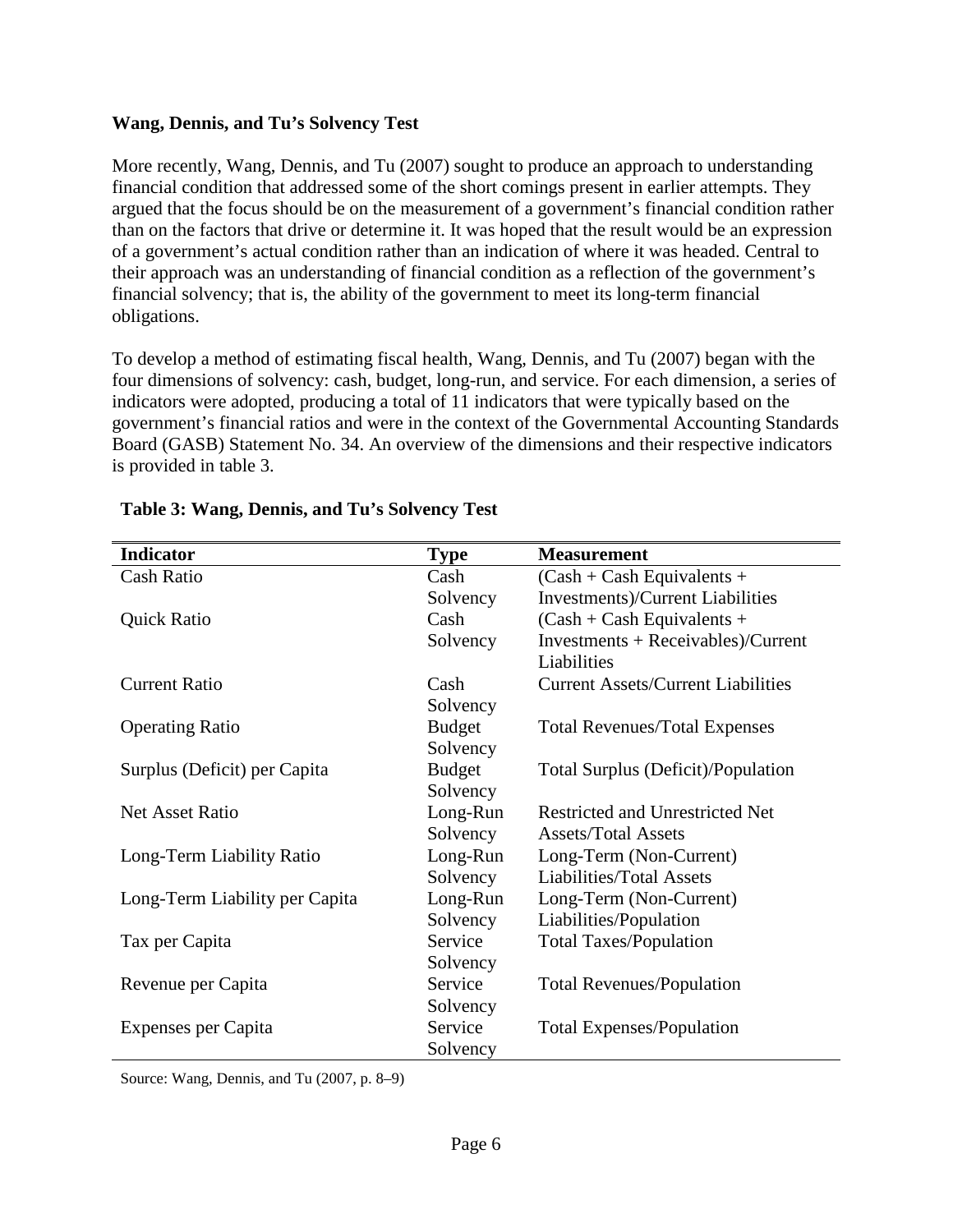**Wang, Dennis, and Tu's Solvency Test**

More recently, Wang, Dennis, and Tu (2007) sought to produce an approach to understanding financial condition that addressed some of the short comings present in earlier attempts. They argued that the focus should be on the measurement of a government's financial condition rather than on the factors that drive or determine it. It was hoped that the result would be an expression of a government's actual condition rather than an indication of where it was headed. Central to their approach was an understanding of financial condition as a reflection of the government's financial solvency; that is, the ability of the government to meet its long-term financial obligations.

To develop a method of estimating fiscal health, Wang, Dennis, and Tu (2007) began with the four dimensions of solvency: cash, budget, long-run, and service. For each dimension, a series of indicators were adopted, producing a total of 11 indicators that were typically based on the government's financial ratios and were in the context of the Governmental Accounting Standards Board (GASB) Statement No. 34. An overview of the dimensions and their respective indicators is provided in table 3.

**Table 3: Wang, Dennis, and Tu's Solvency Test**

| Indicator | Type | Measurement |
|---|---|---|
| Cash Ratio | Cash Solvency | (Cash + Cash Equivalents + Investments)/Current Liabilities |
| Quick Ratio | Cash Solvency | (Cash + Cash Equivalents + Investments + Receivables)/Current Liabilities |
| Current Ratio | Cash Solvency | Current Assets/Current Liabilities |
| Operating Ratio | Budget Solvency | Total Revenues/Total Expenses |
| Surplus (Deficit) per Capita | Budget Solvency | Total Surplus (Deficit)/Population |
| Net Asset Ratio | Long-Run Solvency | Restricted and Unrestricted Net Assets/Total Assets |
| Long-Term Liability Ratio | Long-Run Solvency | Long-Term (Non-Current) Liabilities/Total Assets |
| Long-Term Liability per Capita | Long-Run Solvency | Long-Term (Non-Current) Liabilities/Population |
| Tax per Capita | Service Solvency | Total Taxes/Population |
| Revenue per Capita | Service Solvency | Total Revenues/Population |
| Expenses per Capita | Service Solvency | Total Expenses/Population |

Source: Wang, Dennis, and Tu (2007, p. 8–9)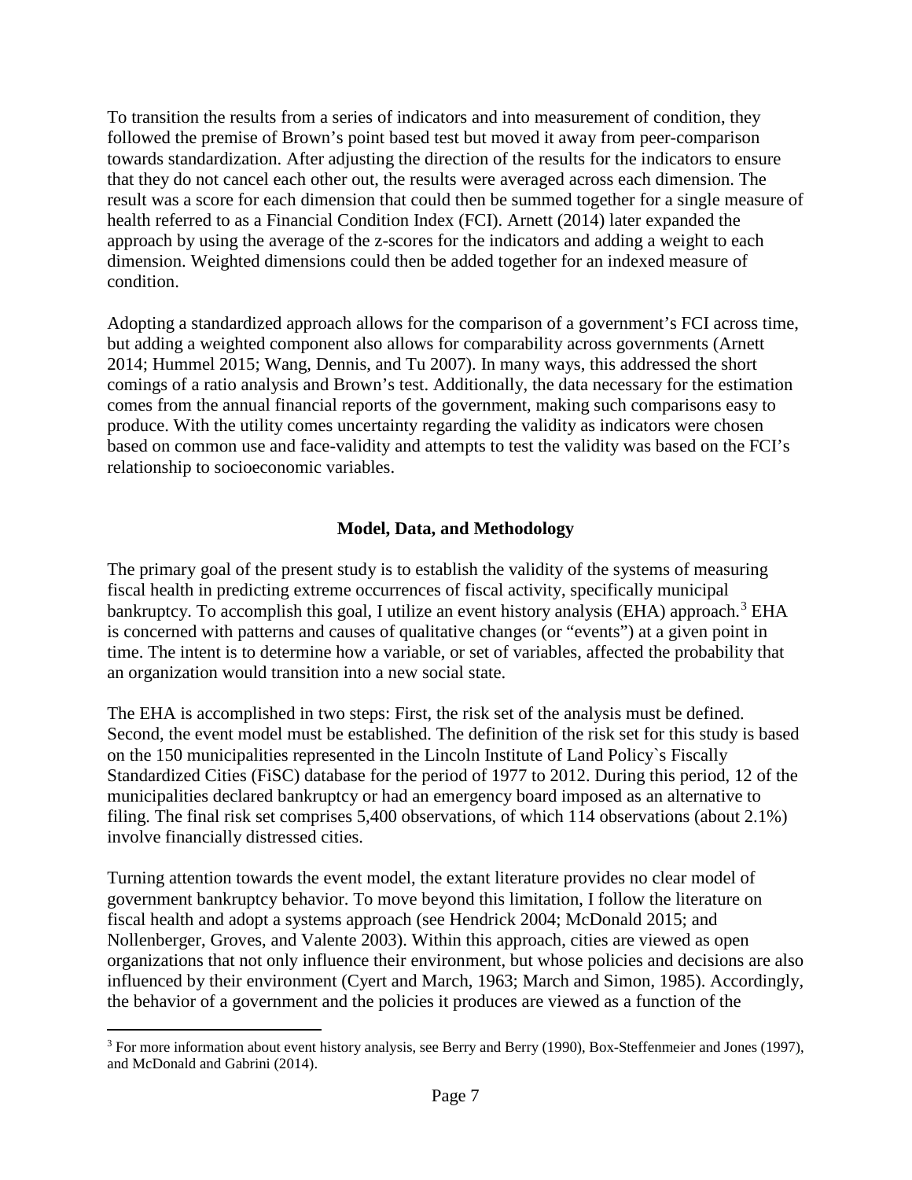To transition the results from a series of indicators and into measurement of condition, they followed the premise of Brown's point based test but moved it away from peer-comparison towards standardization. After adjusting the direction of the results for the indicators to ensure that they do not cancel each other out, the results were averaged across each dimension. The result was a score for each dimension that could then be summed together for a single measure of health referred to as a Financial Condition Index (FCI). Arnett (2014) later expanded the approach by using the average of the z-scores for the indicators and adding a weight to each dimension. Weighted dimensions could then be added together for an indexed measure of condition.

Adopting a standardized approach allows for the comparison of a government's FCI across time, but adding a weighted component also allows for comparability across governments (Arnett 2014; Hummel 2015; Wang, Dennis, and Tu 2007). In many ways, this addressed the short comings of a ratio analysis and Brown's test. Additionally, the data necessary for the estimation comes from the annual financial reports of the government, making such comparisons easy to produce. With the utility comes uncertainty regarding the validity as indicators were chosen based on common use and face-validity and attempts to test the validity was based on the FCI's relationship to socioeconomic variables.

## Model, Data, and Methodology

The primary goal of the present study is to establish the validity of the systems of measuring fiscal health in predicting extreme occurrences of fiscal activity, specifically municipal bankruptcy. To accomplish this goal, I utilize an event history analysis (EHA) approach.[3] EHA is concerned with patterns and causes of qualitative changes (or "events") at a given point in time. The intent is to determine how a variable, or set of variables, affected the probability that an organization would transition into a new social state.

The EHA is accomplished in two steps: First, the risk set of the analysis must be defined. Second, the event model must be established. The definition of the risk set for this study is based on the 150 municipalities represented in the Lincoln Institute of Land Policy`s Fiscally Standardized Cities (FiSC) database for the period of 1977 to 2012. During this period, 12 of the municipalities declared bankruptcy or had an emergency board imposed as an alternative to filing. The final risk set comprises 5,400 observations, of which 114 observations (about 2.1%) involve financially distressed cities.

Turning attention towards the event model, the extant literature provides no clear model of government bankruptcy behavior. To move beyond this limitation, I follow the literature on fiscal health and adopt a systems approach (see Hendrick 2004; McDonald 2015; and Nollenberger, Groves, and Valente 2003). Within this approach, cities are viewed as open organizations that not only influence their environment, but whose policies and decisions are also influenced by their environment (Cyert and March, 1963; March and Simon, 1985). Accordingly, the behavior of a government and the policies it produces are viewed as a function of the

[3] For more information about event history analysis, see Berry and Berry (1990), Box-Steffenmeier and Jones (1997), and McDonald and Gabrini (2014).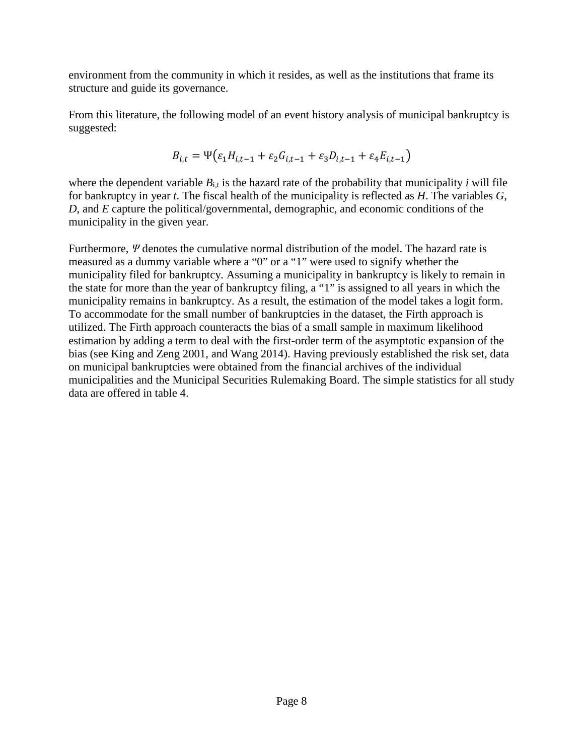environment from the community in which it resides, as well as the institutions that frame its structure and guide its governance.

From this literature, the following model of an event history analysis of municipal bankruptcy is suggested:

$$B_{i,t} = \Psi\left(\varepsilon_1 H_{i,t-1} + \varepsilon_2 G_{i,t-1} + \varepsilon_3 D_{i,t-1} + \varepsilon_4 E_{i,t-1}\right)$$

where the dependent variable $B_{i,t}$ is the hazard rate of the probability that municipality *i* will file for bankruptcy in year *t*. The fiscal health of the municipality is reflected as *H*. The variables *G*, *D*, and *E* capture the political/governmental, demographic, and economic conditions of the municipality in the given year.

Furthermore, $\Psi$ denotes the cumulative normal distribution of the model. The hazard rate is measured as a dummy variable where a "0" or a "1" were used to signify whether the municipality filed for bankruptcy. Assuming a municipality in bankruptcy is likely to remain in the state for more than the year of bankruptcy filing, a "1" is assigned to all years in which the municipality remains in bankruptcy. As a result, the estimation of the model takes a logit form. To accommodate for the small number of bankruptcies in the dataset, the Firth approach is utilized. The Firth approach counteracts the bias of a small sample in maximum likelihood estimation by adding a term to deal with the first-order term of the asymptotic expansion of the bias (see King and Zeng 2001, and Wang 2014). Having previously established the risk set, data on municipal bankruptcies were obtained from the financial archives of the individual municipalities and the Municipal Securities Rulemaking Board. The simple statistics for all study data are offered in table 4.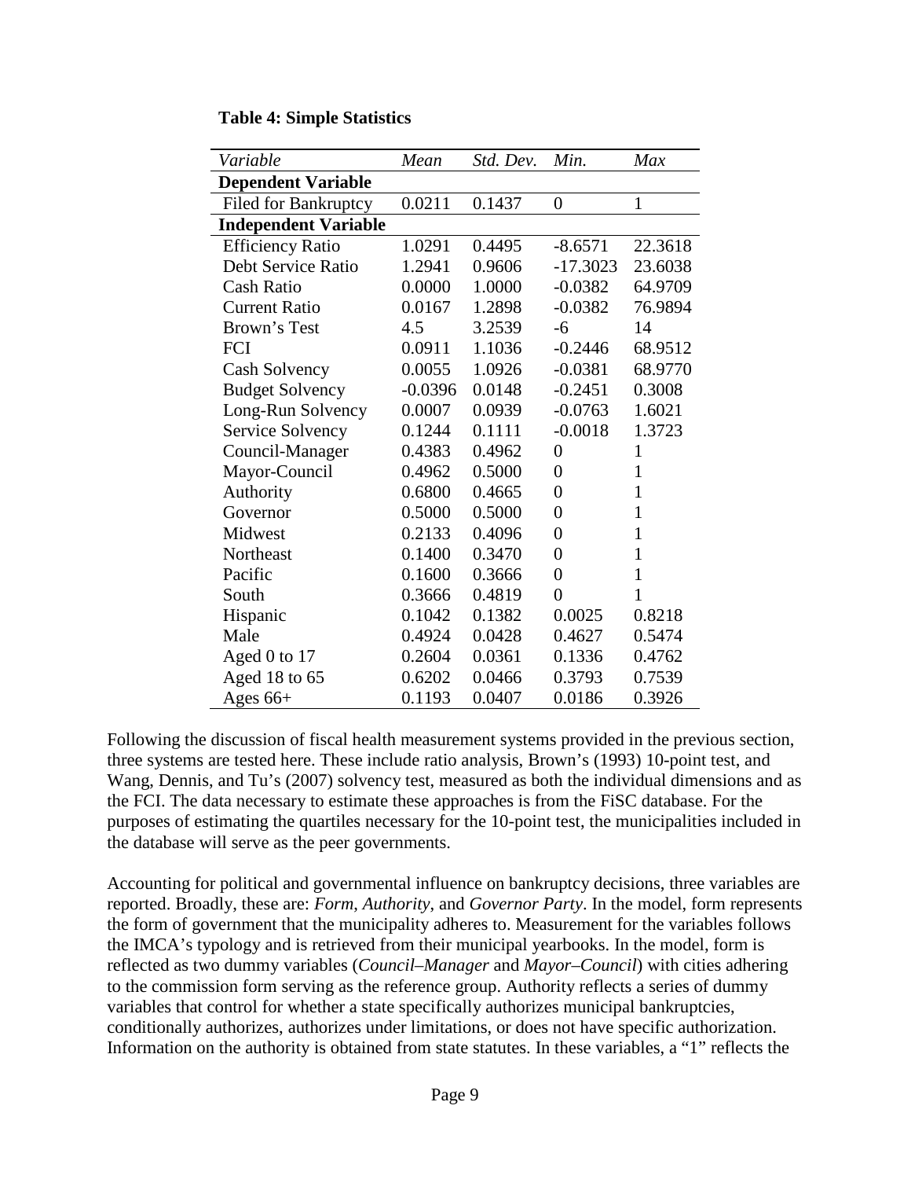**Table 4: Simple Statistics**

| *Variable* | *Mean* | *Std. Dev.* | *Min.* | *Max* |
|---|---|---|---|---|
| **Dependent Variable** | | | | |
| Filed for Bankruptcy | 0.0211 | 0.1437 | 0 | 1 |
| **Independent Variable** | | | | |
| Efficiency Ratio | 1.0291 | 0.4495 | -8.6571 | 22.3618 |
| Debt Service Ratio | 1.2941 | 0.9606 | -17.3023 | 23.6038 |
| Cash Ratio | 0.0000 | 1.0000 | -0.0382 | 64.9709 |
| Current Ratio | 0.0167 | 1.2898 | -0.0382 | 76.9894 |
| Brown's Test | 4.5 | 3.2539 | -6 | 14 |
| FCI | 0.0911 | 1.1036 | -0.2446 | 68.9512 |
| Cash Solvency | 0.0055 | 1.0926 | -0.0381 | 68.9770 |
| Budget Solvency | -0.0396 | 0.0148 | -0.2451 | 0.3008 |
| Long-Run Solvency | 0.0007 | 0.0939 | -0.0763 | 1.6021 |
| Service Solvency | 0.1244 | 0.1111 | -0.0018 | 1.3723 |
| Council-Manager | 0.4383 | 0.4962 | 0 | 1 |
| Mayor-Council | 0.4962 | 0.5000 | 0 | 1 |
| Authority | 0.6800 | 0.4665 | 0 | 1 |
| Governor | 0.5000 | 0.5000 | 0 | 1 |
| Midwest | 0.2133 | 0.4096 | 0 | 1 |
| Northeast | 0.1400 | 0.3470 | 0 | 1 |
| Pacific | 0.1600 | 0.3666 | 0 | 1 |
| South | 0.3666 | 0.4819 | 0 | 1 |
| Hispanic | 0.1042 | 0.1382 | 0.0025 | 0.8218 |
| Male | 0.4924 | 0.0428 | 0.4627 | 0.5474 |
| Aged 0 to 17 | 0.2604 | 0.0361 | 0.1336 | 0.4762 |
| Aged 18 to 65 | 0.6202 | 0.0466 | 0.3793 | 0.7539 |
| Ages 66+ | 0.1193 | 0.0407 | 0.0186 | 0.3926 |

Following the discussion of fiscal health measurement systems provided in the previous section, three systems are tested here. These include ratio analysis, Brown's (1993) 10-point test, and Wang, Dennis, and Tu's (2007) solvency test, measured as both the individual dimensions and as the FCI. The data necessary to estimate these approaches is from the FiSC database. For the purposes of estimating the quartiles necessary for the 10-point test, the municipalities included in the database will serve as the peer governments.

Accounting for political and governmental influence on bankruptcy decisions, three variables are reported. Broadly, these are: *Form*, *Authority*, and *Governor Party*. In the model, form represents the form of government that the municipality adheres to. Measurement for the variables follows the IMCA's typology and is retrieved from their municipal yearbooks. In the model, form is reflected as two dummy variables (*Council–Manager* and *Mayor–Council*) with cities adhering to the commission form serving as the reference group. Authority reflects a series of dummy variables that control for whether a state specifically authorizes municipal bankruptcies, conditionally authorizes, authorizes under limitations, or does not have specific authorization. Information on the authority is obtained from state statutes. In these variables, a "1" reflects the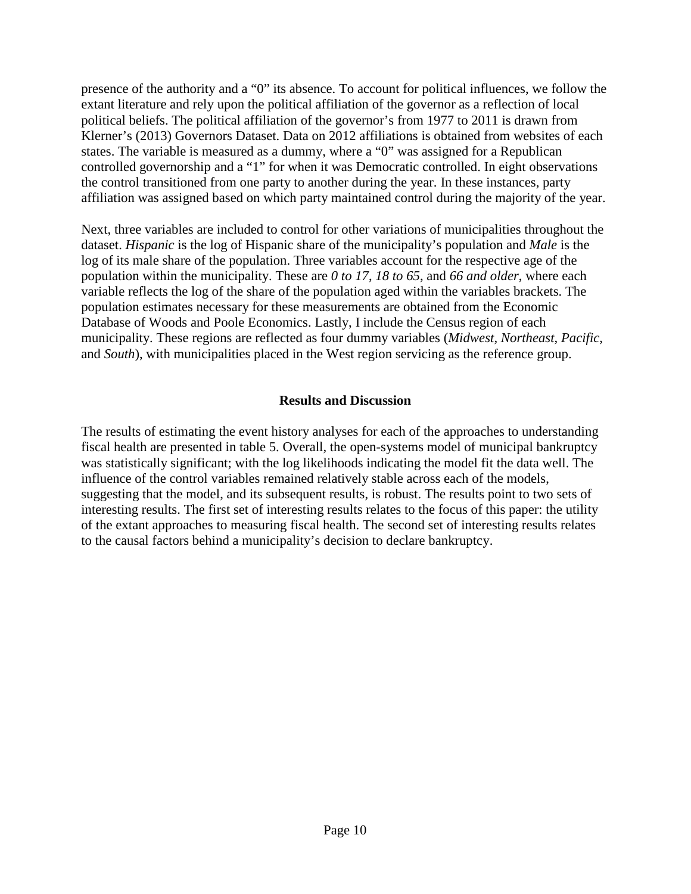presence of the authority and a "0" its absence. To account for political influences, we follow the extant literature and rely upon the political affiliation of the governor as a reflection of local political beliefs. The political affiliation of the governor's from 1977 to 2011 is drawn from Klerner's (2013) Governors Dataset. Data on 2012 affiliations is obtained from websites of each states. The variable is measured as a dummy, where a "0" was assigned for a Republican controlled governorship and a "1" for when it was Democratic controlled. In eight observations the control transitioned from one party to another during the year. In these instances, party affiliation was assigned based on which party maintained control during the majority of the year.

Next, three variables are included to control for other variations of municipalities throughout the dataset. *Hispanic* is the log of Hispanic share of the municipality's population and *Male* is the log of its male share of the population. Three variables account for the respective age of the population within the municipality. These are *0 to 17*, *18 to 65*, and *66 and older*, where each variable reflects the log of the share of the population aged within the variables brackets. The population estimates necessary for these measurements are obtained from the Economic Database of Woods and Poole Economics. Lastly, I include the Census region of each municipality. These regions are reflected as four dummy variables (*Midwest*, *Northeast*, *Pacific*, and *South*), with municipalities placed in the West region servicing as the reference group.

## Results and Discussion

The results of estimating the event history analyses for each of the approaches to understanding fiscal health are presented in table 5. Overall, the open-systems model of municipal bankruptcy was statistically significant; with the log likelihoods indicating the model fit the data well. The influence of the control variables remained relatively stable across each of the models, suggesting that the model, and its subsequent results, is robust. The results point to two sets of interesting results. The first set of interesting results relates to the focus of this paper: the utility of the extant approaches to measuring fiscal health. The second set of interesting results relates to the causal factors behind a municipality's decision to declare bankruptcy.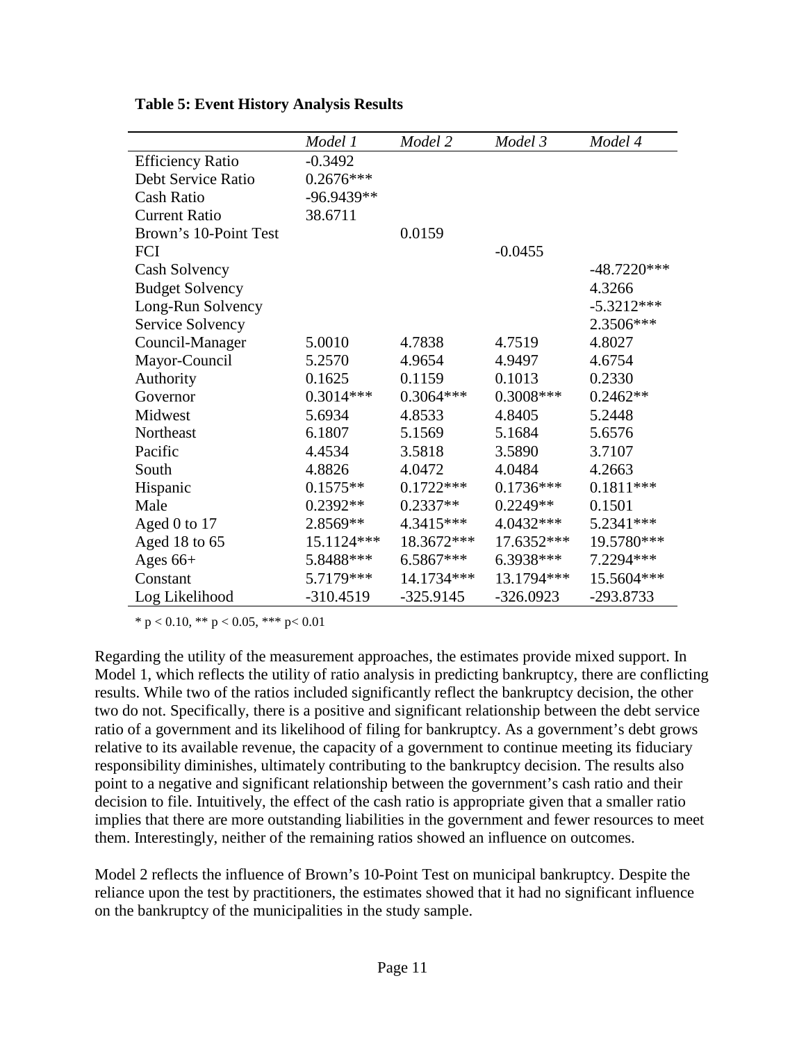**Table 5: Event History Analysis Results**

| | *Model 1* | *Model 2* | *Model 3* | *Model 4* |
|---|---|---|---|---|
| Efficiency Ratio | -0.3492 | | | |
| Debt Service Ratio | 0.2676*** | | | |
| Cash Ratio | -96.9439** | | | |
| Current Ratio | 38.6711 | | | |
| Brown's 10-Point Test | | 0.0159 | | |
| FCI | | | -0.0455 | |
| Cash Solvency | | | | -48.7220*** |
| Budget Solvency | | | | 4.3266 |
| Long-Run Solvency | | | | -5.3212*** |
| Service Solvency | | | | 2.3506*** |
| Council-Manager | 5.0010 | 4.7838 | 4.7519 | 4.8027 |
| Mayor-Council | 5.2570 | 4.9654 | 4.9497 | 4.6754 |
| Authority | 0.1625 | 0.1159 | 0.1013 | 0.2330 |
| Governor | 0.3014*** | 0.3064*** | 0.3008*** | 0.2462** |
| Midwest | 5.6934 | 4.8533 | 4.8405 | 5.2448 |
| Northeast | 6.1807 | 5.1569 | 5.1684 | 5.6576 |
| Pacific | 4.4534 | 3.5818 | 3.5890 | 3.7107 |
| South | 4.8826 | 4.0472 | 4.0484 | 4.2663 |
| Hispanic | 0.1575** | 0.1722*** | 0.1736*** | 0.1811*** |
| Male | 0.2392** | 0.2337** | 0.2249** | 0.1501 |
| Aged 0 to 17 | 2.8569** | 4.3415*** | 4.0432*** | 5.2341*** |
| Aged 18 to 65 | 15.1124*** | 18.3672*** | 17.6352*** | 19.5780*** |
| Ages 66+ | 5.8488*** | 6.5867*** | 6.3938*** | 7.2294*** |
| Constant | 5.7179*** | 14.1734*** | 13.1794*** | 15.5604*** |
| Log Likelihood | -310.4519 | -325.9145 | -326.0923 | -293.8733 |

* $p < 0.10$, ** $p < 0.05$, *** $p < 0.01$

Regarding the utility of the measurement approaches, the estimates provide mixed support. In Model 1, which reflects the utility of ratio analysis in predicting bankruptcy, there are conflicting results. While two of the ratios included significantly reflect the bankruptcy decision, the other two do not. Specifically, there is a positive and significant relationship between the debt service ratio of a government and its likelihood of filing for bankruptcy. As a government's debt grows relative to its available revenue, the capacity of a government to continue meeting its fiduciary responsibility diminishes, ultimately contributing to the bankruptcy decision. The results also point to a negative and significant relationship between the government's cash ratio and their decision to file. Intuitively, the effect of the cash ratio is appropriate given that a smaller ratio implies that there are more outstanding liabilities in the government and fewer resources to meet them. Interestingly, neither of the remaining ratios showed an influence on outcomes.

Model 2 reflects the influence of Brown's 10-Point Test on municipal bankruptcy. Despite the reliance upon the test by practitioners, the estimates showed that it had no significant influence on the bankruptcy of the municipalities in the study sample.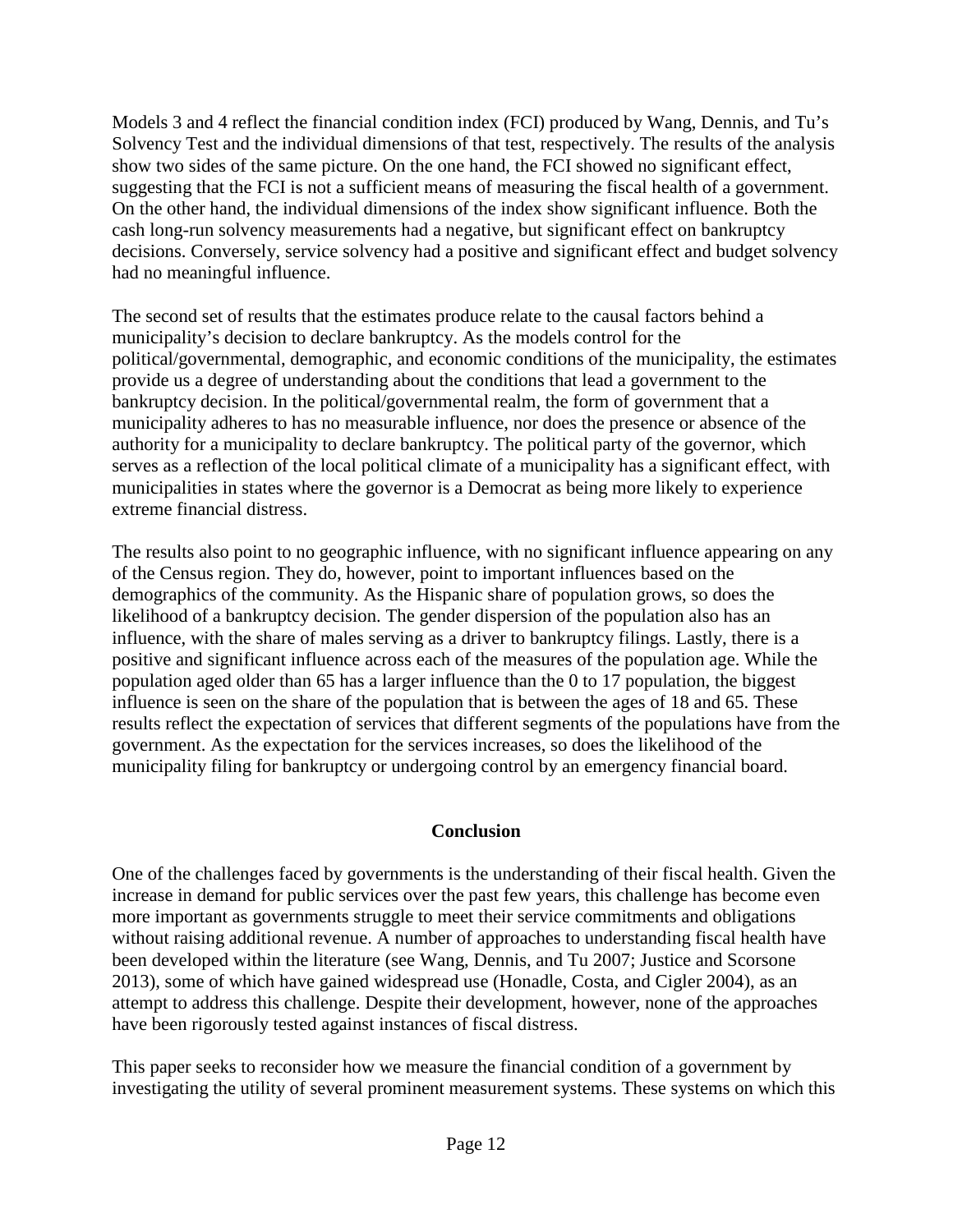Models 3 and 4 reflect the financial condition index (FCI) produced by Wang, Dennis, and Tu's Solvency Test and the individual dimensions of that test, respectively. The results of the analysis show two sides of the same picture. On the one hand, the FCI showed no significant effect, suggesting that the FCI is not a sufficient means of measuring the fiscal health of a government. On the other hand, the individual dimensions of the index show significant influence. Both the cash long-run solvency measurements had a negative, but significant effect on bankruptcy decisions. Conversely, service solvency had a positive and significant effect and budget solvency had no meaningful influence.

The second set of results that the estimates produce relate to the causal factors behind a municipality's decision to declare bankruptcy. As the models control for the political/governmental, demographic, and economic conditions of the municipality, the estimates provide us a degree of understanding about the conditions that lead a government to the bankruptcy decision. In the political/governmental realm, the form of government that a municipality adheres to has no measurable influence, nor does the presence or absence of the authority for a municipality to declare bankruptcy. The political party of the governor, which serves as a reflection of the local political climate of a municipality has a significant effect, with municipalities in states where the governor is a Democrat as being more likely to experience extreme financial distress.

The results also point to no geographic influence, with no significant influence appearing on any of the Census region. They do, however, point to important influences based on the demographics of the community. As the Hispanic share of population grows, so does the likelihood of a bankruptcy decision. The gender dispersion of the population also has an influence, with the share of males serving as a driver to bankruptcy filings. Lastly, there is a positive and significant influence across each of the measures of the population age. While the population aged older than 65 has a larger influence than the 0 to 17 population, the biggest influence is seen on the share of the population that is between the ages of 18 and 65. These results reflect the expectation of services that different segments of the populations have from the government. As the expectation for the services increases, so does the likelihood of the municipality filing for bankruptcy or undergoing control by an emergency financial board.

## Conclusion

One of the challenges faced by governments is the understanding of their fiscal health. Given the increase in demand for public services over the past few years, this challenge has become even more important as governments struggle to meet their service commitments and obligations without raising additional revenue. A number of approaches to understanding fiscal health have been developed within the literature (see Wang, Dennis, and Tu 2007; Justice and Scorsone 2013), some of which have gained widespread use (Honadle, Costa, and Cigler 2004), as an attempt to address this challenge. Despite their development, however, none of the approaches have been rigorously tested against instances of fiscal distress.

This paper seeks to reconsider how we measure the financial condition of a government by investigating the utility of several prominent measurement systems. These systems on which this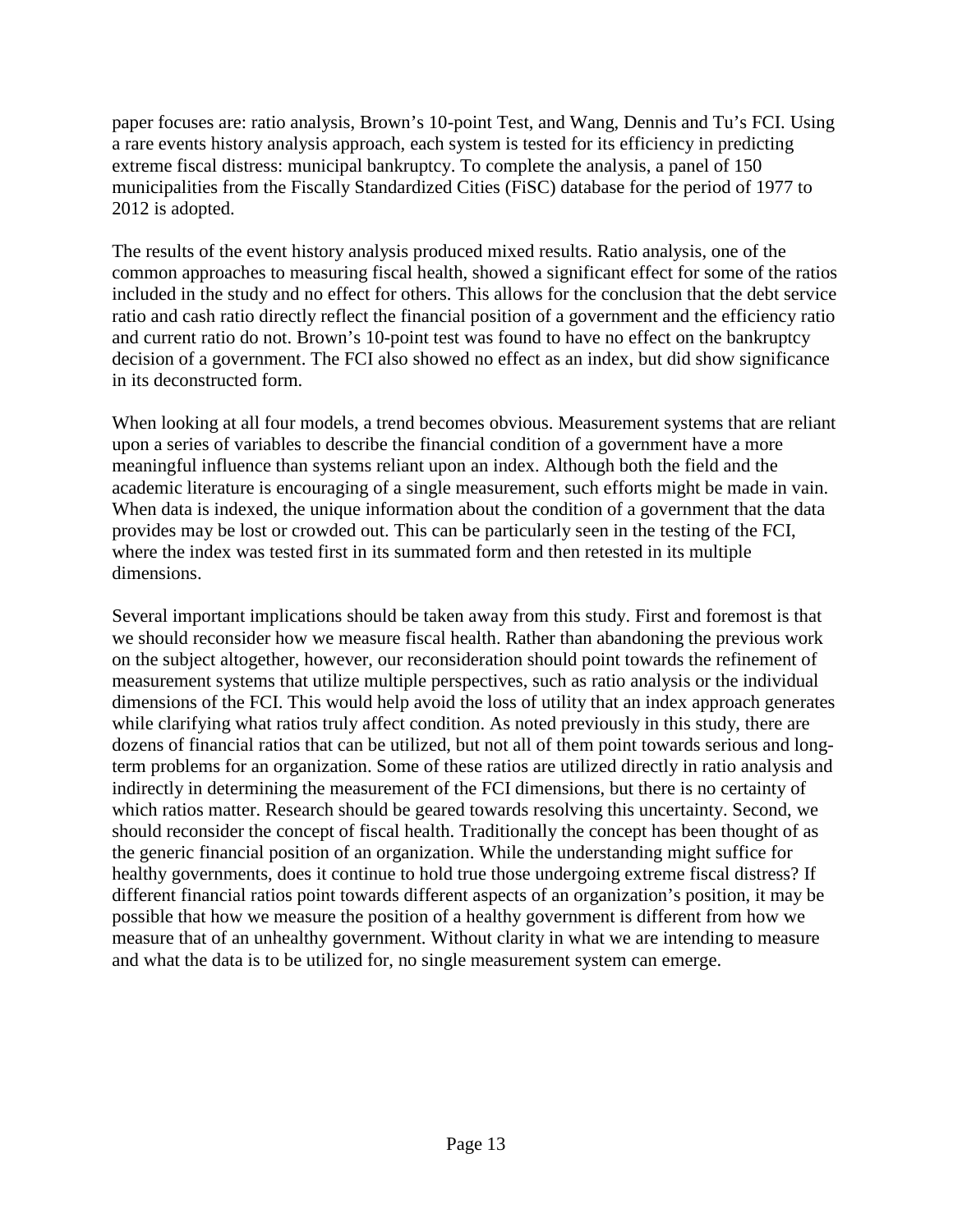paper focuses are: ratio analysis, Brown's 10-point Test, and Wang, Dennis and Tu's FCI. Using a rare events history analysis approach, each system is tested for its efficiency in predicting extreme fiscal distress: municipal bankruptcy. To complete the analysis, a panel of 150 municipalities from the Fiscally Standardized Cities (FiSC) database for the period of 1977 to 2012 is adopted.

The results of the event history analysis produced mixed results. Ratio analysis, one of the common approaches to measuring fiscal health, showed a significant effect for some of the ratios included in the study and no effect for others. This allows for the conclusion that the debt service ratio and cash ratio directly reflect the financial position of a government and the efficiency ratio and current ratio do not. Brown's 10-point test was found to have no effect on the bankruptcy decision of a government. The FCI also showed no effect as an index, but did show significance in its deconstructed form.

When looking at all four models, a trend becomes obvious. Measurement systems that are reliant upon a series of variables to describe the financial condition of a government have a more meaningful influence than systems reliant upon an index. Although both the field and the academic literature is encouraging of a single measurement, such efforts might be made in vain. When data is indexed, the unique information about the condition of a government that the data provides may be lost or crowded out. This can be particularly seen in the testing of the FCI, where the index was tested first in its summated form and then retested in its multiple dimensions.

Several important implications should be taken away from this study. First and foremost is that we should reconsider how we measure fiscal health. Rather than abandoning the previous work on the subject altogether, however, our reconsideration should point towards the refinement of measurement systems that utilize multiple perspectives, such as ratio analysis or the individual dimensions of the FCI. This would help avoid the loss of utility that an index approach generates while clarifying what ratios truly affect condition. As noted previously in this study, there are dozens of financial ratios that can be utilized, but not all of them point towards serious and long-term problems for an organization. Some of these ratios are utilized directly in ratio analysis and indirectly in determining the measurement of the FCI dimensions, but there is no certainty of which ratios matter. Research should be geared towards resolving this uncertainty. Second, we should reconsider the concept of fiscal health. Traditionally the concept has been thought of as the generic financial position of an organization. While the understanding might suffice for healthy governments, does it continue to hold true those undergoing extreme fiscal distress? If different financial ratios point towards different aspects of an organization's position, it may be possible that how we measure the position of a healthy government is different from how we measure that of an unhealthy government. Without clarity in what we are intending to measure and what the data is to be utilized for, no single measurement system can emerge.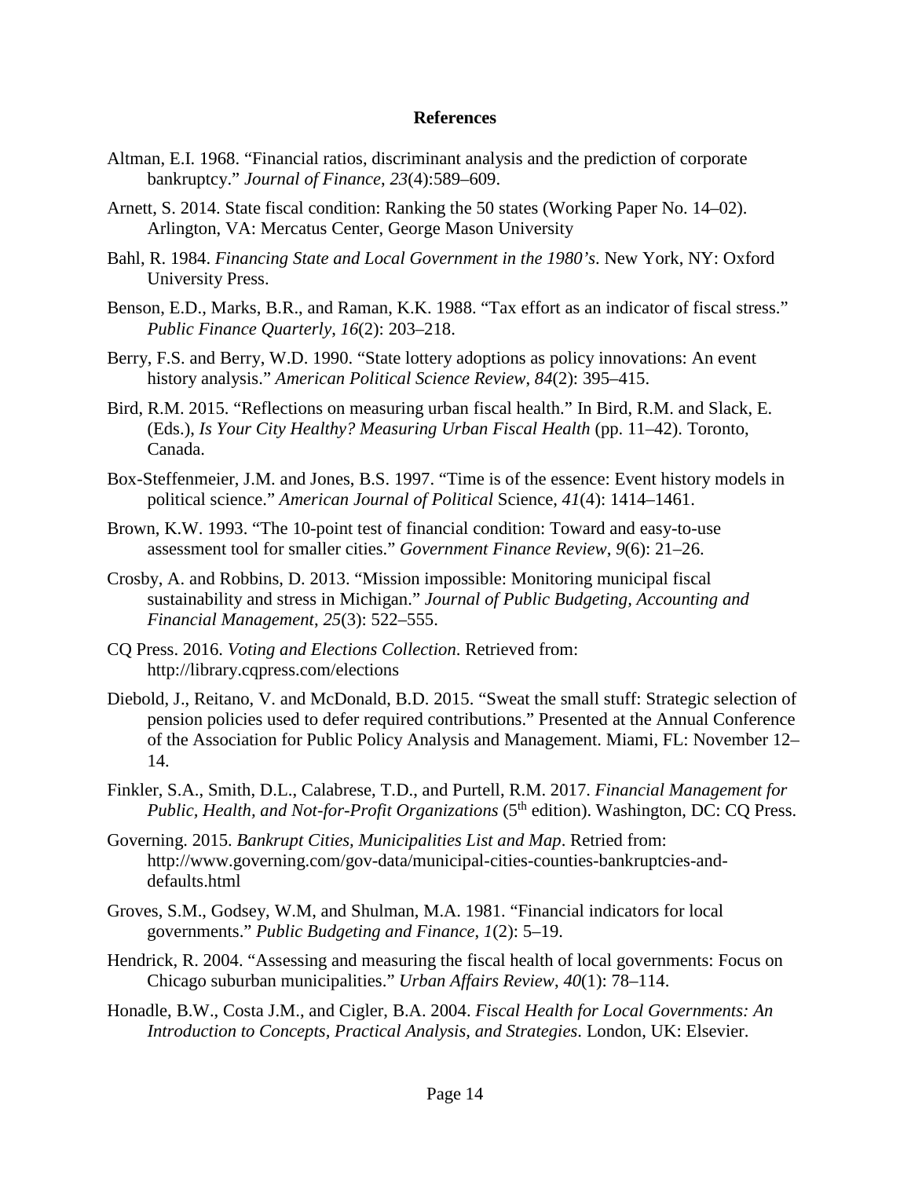## References

Altman, E.I. 1968. "Financial ratios, discriminant analysis and the prediction of corporate bankruptcy." *Journal of Finance*, *23*(4):589–609.

Arnett, S. 2014. State fiscal condition: Ranking the 50 states (Working Paper No. 14–02). Arlington, VA: Mercatus Center, George Mason University

Bahl, R. 1984. *Financing State and Local Government in the 1980's*. New York, NY: Oxford University Press.

Benson, E.D., Marks, B.R., and Raman, K.K. 1988. "Tax effort as an indicator of fiscal stress." *Public Finance Quarterly*, *16*(2): 203–218.

Berry, F.S. and Berry, W.D. 1990. "State lottery adoptions as policy innovations: An event history analysis." *American Political Science Review*, *84*(2): 395–415.

Bird, R.M. 2015. "Reflections on measuring urban fiscal health." In Bird, R.M. and Slack, E. (Eds.), *Is Your City Healthy? Measuring Urban Fiscal Health* (pp. 11–42). Toronto, Canada.

Box-Steffenmeier, J.M. and Jones, B.S. 1997. "Time is of the essence: Event history models in political science." *American Journal of Political* Science, *41*(4): 1414–1461.

Brown, K.W. 1993. "The 10-point test of financial condition: Toward and easy-to-use assessment tool for smaller cities." *Government Finance Review*, *9*(6): 21–26.

Crosby, A. and Robbins, D. 2013. "Mission impossible: Monitoring municipal fiscal sustainability and stress in Michigan." *Journal of Public Budgeting, Accounting and Financial Management*, *25*(3): 522–555.

CQ Press. 2016. *Voting and Elections Collection*. Retrieved from: http://library.cqpress.com/elections

Diebold, J., Reitano, V. and McDonald, B.D. 2015. "Sweat the small stuff: Strategic selection of pension policies used to defer required contributions." Presented at the Annual Conference of the Association for Public Policy Analysis and Management. Miami, FL: November 12–14.

Finkler, S.A., Smith, D.L., Calabrese, T.D., and Purtell, R.M. 2017. *Financial Management for Public, Health, and Not-for-Profit Organizations* (5th edition). Washington, DC: CQ Press.

Governing. 2015. *Bankrupt Cities, Municipalities List and Map*. Retried from: http://www.governing.com/gov-data/municipal-cities-counties-bankruptcies-and-defaults.html

Groves, S.M., Godsey, W.M, and Shulman, M.A. 1981. "Financial indicators for local governments." *Public Budgeting and Finance*, *1*(2): 5–19.

Hendrick, R. 2004. "Assessing and measuring the fiscal health of local governments: Focus on Chicago suburban municipalities." *Urban Affairs Review*, *40*(1): 78–114.

Honadle, B.W., Costa J.M., and Cigler, B.A. 2004. *Fiscal Health for Local Governments: An Introduction to Concepts, Practical Analysis, and Strategies*. London, UK: Elsevier.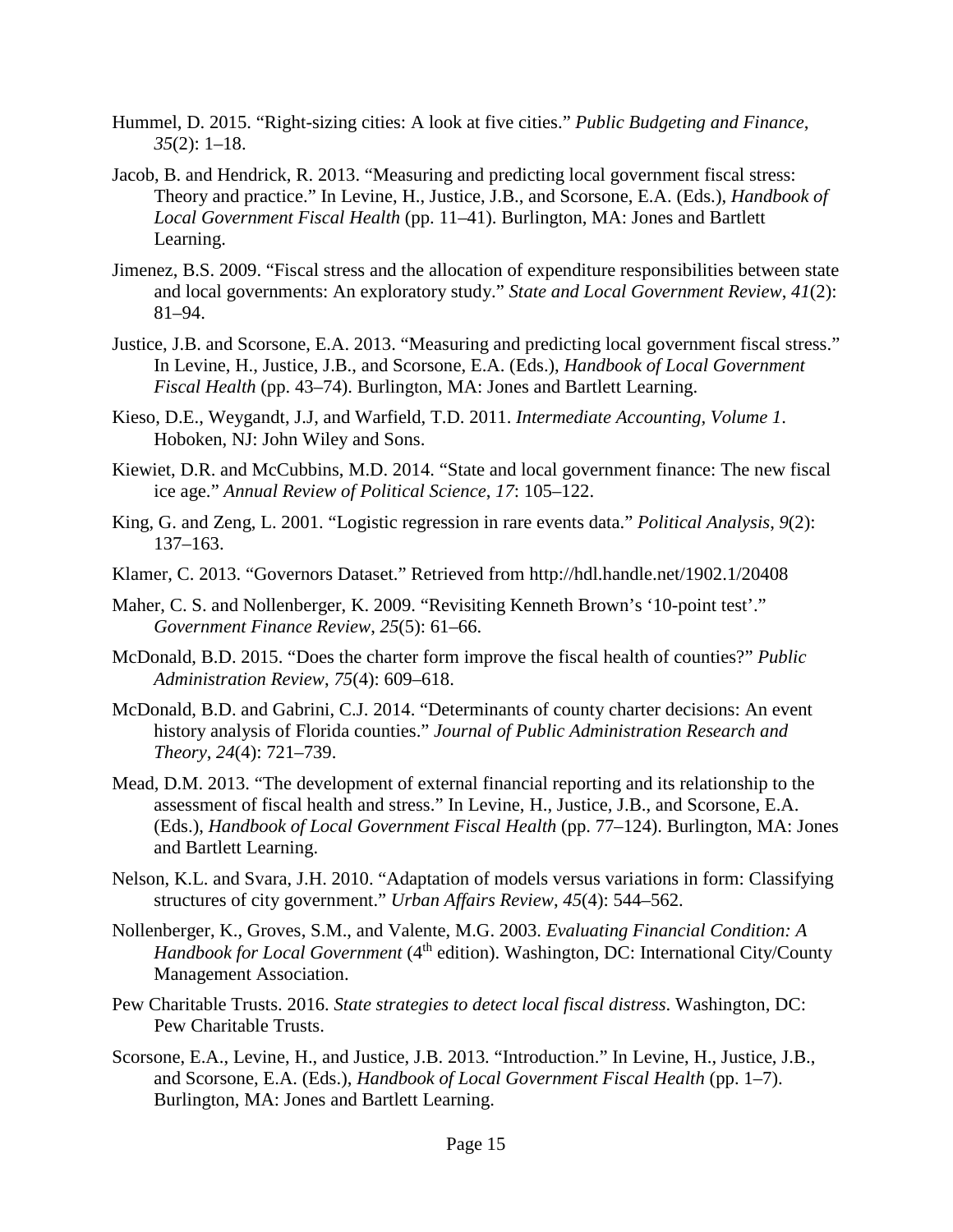Hummel, D. 2015. "Right-sizing cities: A look at five cities." *Public Budgeting and Finance*, *35*(2): 1–18.

Jacob, B. and Hendrick, R. 2013. "Measuring and predicting local government fiscal stress: Theory and practice." In Levine, H., Justice, J.B., and Scorsone, E.A. (Eds.), *Handbook of Local Government Fiscal Health* (pp. 11–41). Burlington, MA: Jones and Bartlett Learning.

Jimenez, B.S. 2009. "Fiscal stress and the allocation of expenditure responsibilities between state and local governments: An exploratory study." *State and Local Government Review*, *41*(2): 81–94.

Justice, J.B. and Scorsone, E.A. 2013. "Measuring and predicting local government fiscal stress." In Levine, H., Justice, J.B., and Scorsone, E.A. (Eds.), *Handbook of Local Government Fiscal Health* (pp. 43–74). Burlington, MA: Jones and Bartlett Learning.

Kieso, D.E., Weygandt, J.J, and Warfield, T.D. 2011. *Intermediate Accounting, Volume 1*. Hoboken, NJ: John Wiley and Sons.

Kiewiet, D.R. and McCubbins, M.D. 2014. "State and local government finance: The new fiscal ice age." *Annual Review of Political Science*, *17*: 105–122.

King, G. and Zeng, L. 2001. "Logistic regression in rare events data." *Political Analysis*, *9*(2): 137–163.

Klamer, C. 2013. "Governors Dataset." Retrieved from http://hdl.handle.net/1902.1/20408

Maher, C. S. and Nollenberger, K. 2009. "Revisiting Kenneth Brown's '10-point test'." *Government Finance Review*, *25*(5): 61–66.

McDonald, B.D. 2015. "Does the charter form improve the fiscal health of counties?" *Public Administration Review*, *75*(4): 609–618.

McDonald, B.D. and Gabrini, C.J. 2014. "Determinants of county charter decisions: An event history analysis of Florida counties." *Journal of Public Administration Research and Theory*, *24*(4): 721–739.

Mead, D.M. 2013. "The development of external financial reporting and its relationship to the assessment of fiscal health and stress." In Levine, H., Justice, J.B., and Scorsone, E.A. (Eds.), *Handbook of Local Government Fiscal Health* (pp. 77–124). Burlington, MA: Jones and Bartlett Learning.

Nelson, K.L. and Svara, J.H. 2010. "Adaptation of models versus variations in form: Classifying structures of city government." *Urban Affairs Review*, *45*(4): 544–562.

Nollenberger, K., Groves, S.M., and Valente, M.G. 2003. *Evaluating Financial Condition: A Handbook for Local Government* (4th edition). Washington, DC: International City/County Management Association.

Pew Charitable Trusts. 2016. *State strategies to detect local fiscal distress*. Washington, DC: Pew Charitable Trusts.

Scorsone, E.A., Levine, H., and Justice, J.B. 2013. "Introduction." In Levine, H., Justice, J.B., and Scorsone, E.A. (Eds.), *Handbook of Local Government Fiscal Health* (pp. 1–7). Burlington, MA: Jones and Bartlett Learning.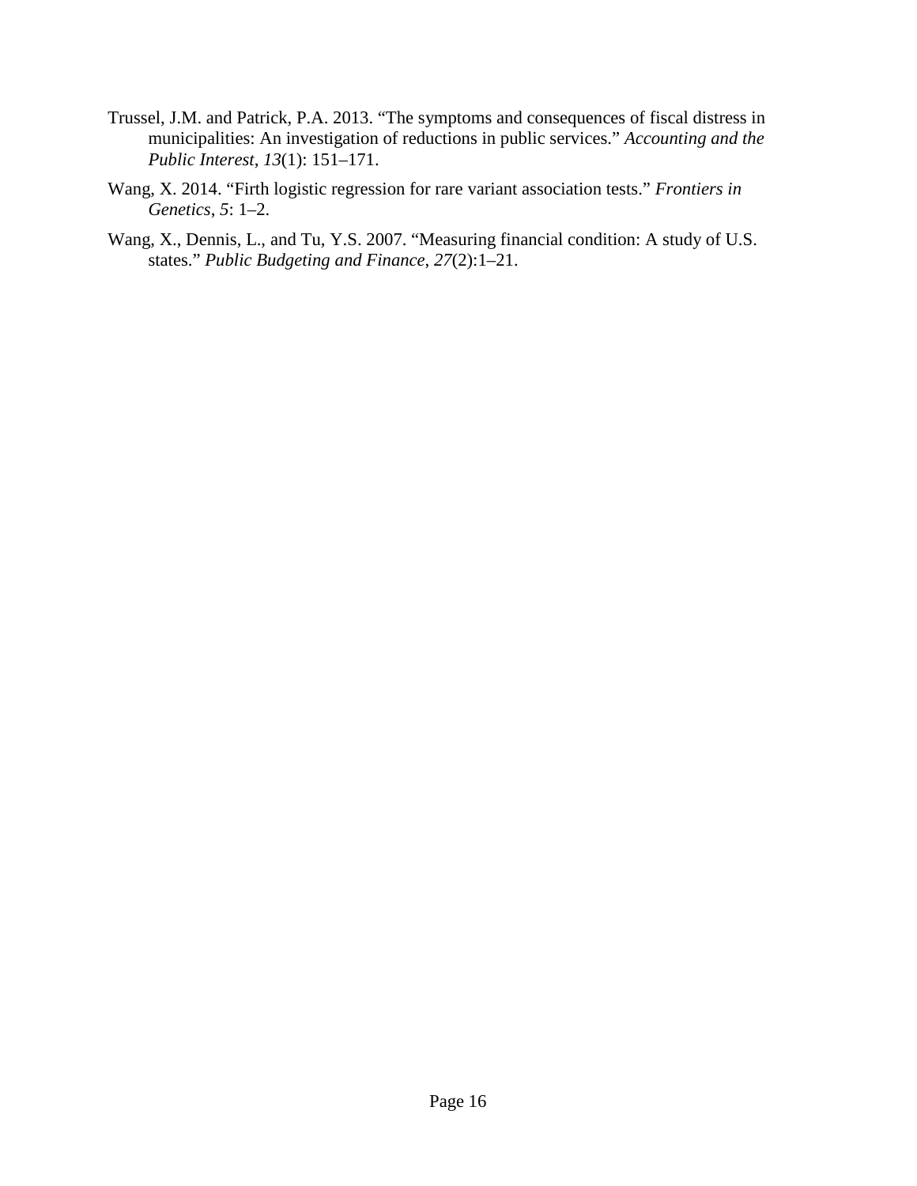Trussel, J.M. and Patrick, P.A. 2013. "The symptoms and consequences of fiscal distress in municipalities: An investigation of reductions in public services." *Accounting and the Public Interest*, *13*(1): 151–171.

Wang, X. 2014. "Firth logistic regression for rare variant association tests." *Frontiers in Genetics*, *5*: 1–2.

Wang, X., Dennis, L., and Tu, Y.S. 2007. "Measuring financial condition: A study of U.S. states." *Public Budgeting and Finance*, *27*(2):1–21.